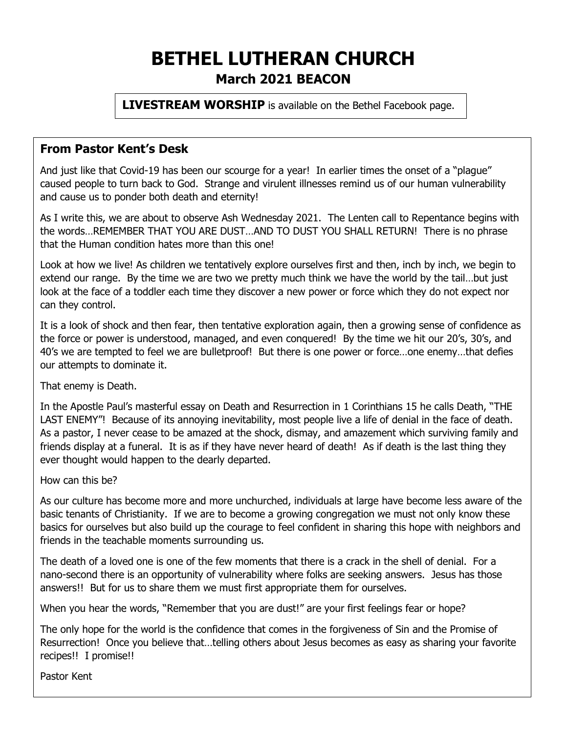# BETHEL LUTHERAN CHURCH

## March 2021 BEACON

**LIVESTREAM WORSHIP** is available on the Bethel Facebook page.

### From Pastor Kent's Desk

And just like that Covid-19 has been our scourge for a year! In earlier times the onset of a "plague" caused people to turn back to God. Strange and virulent illnesses remind us of our human vulnerability and cause us to ponder both death and eternity!

As I write this, we are about to observe Ash Wednesday 2021. The Lenten call to Repentance begins with the words…REMEMBER THAT YOU ARE DUST…AND TO DUST YOU SHALL RETURN! There is no phrase that the Human condition hates more than this one!

Look at how we live! As children we tentatively explore ourselves first and then, inch by inch, we begin to extend our range. By the time we are two we pretty much think we have the world by the tail…but just look at the face of a toddler each time they discover a new power or force which they do not expect nor can they control.

It is a look of shock and then fear, then tentative exploration again, then a growing sense of confidence as the force or power is understood, managed, and even conquered! By the time we hit our 20's, 30's, and 40's we are tempted to feel we are bulletproof! But there is one power or force…one enemy…that defies our attempts to dominate it.

That enemy is Death.

In the Apostle Paul's masterful essay on Death and Resurrection in 1 Corinthians 15 he calls Death, "THE LAST ENEMY"! Because of its annoying inevitability, most people live a life of denial in the face of death. As a pastor, I never cease to be amazed at the shock, dismay, and amazement which surviving family and friends display at a funeral. It is as if they have never heard of death! As if death is the last thing they ever thought would happen to the dearly departed.

How can this be?

As our culture has become more and more unchurched, individuals at large have become less aware of the basic tenants of Christianity. If we are to become a growing congregation we must not only know these basics for ourselves but also build up the courage to feel confident in sharing this hope with neighbors and friends in the teachable moments surrounding us.

The death of a loved one is one of the few moments that there is a crack in the shell of denial. For a nano-second there is an opportunity of vulnerability where folks are seeking answers. Jesus has those answers!! But for us to share them we must first appropriate them for ourselves.

When you hear the words, "Remember that you are dust!" are your first feelings fear or hope?

The only hope for the world is the confidence that comes in the forgiveness of Sin and the Promise of Resurrection! Once you believe that…telling others about Jesus becomes as easy as sharing your favorite recipes!! I promise!!

Pastor Kent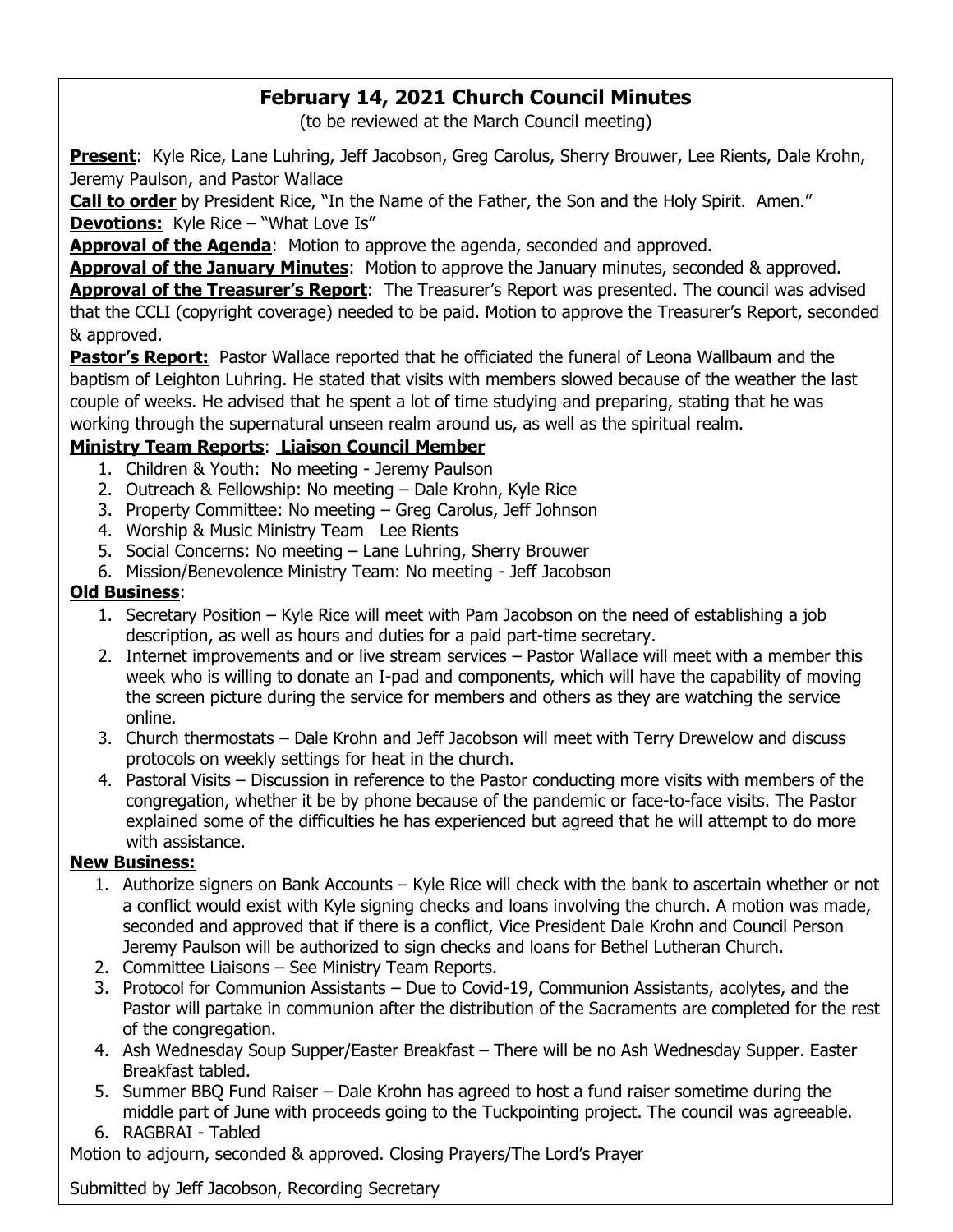## February 14, 2021 Church Council Minutes

(to be reviewed at the March Council meeting)

**Present**: Kyle Rice, Lane Luhring, Jeff Jacobson, Greg Carolus, Sherry Brouwer, Lee Rients, Dale Krohn, Jeremy Paulson, and Pastor Wallace

**Call to order** by President Rice, "In the Name of the Father, the Son and the Holy Spirit. Amen."

**Devotions:** Kyle Rice – "What Love Is"

**Approval of the Agenda**: Motion to approve the agenda, seconded and approved.

**Approval of the January Minutes**: Motion to approve the January minutes, seconded & approved.

**Approval of the Treasurer's Report**: The Treasurer's Report was presented. The council was advised that the CCLI (copyright coverage) needed to be paid. Motion to approve the Treasurer's Report, seconded & approved.

**Pastor's Report:** Pastor Wallace reported that he officiated the funeral of Leona Wallbaum and the baptism of Leighton Luhring. He stated that visits with members slowed because of the weather the last couple of weeks. He advised that he spent a lot of time studying and preparing, stating that he was working through the supernatural unseen realm around us, as well as the spiritual realm.

**Ministry Team Reports**: **Liaison Council Member**

1. Children & Youth: No meeting - Jeremy Paulson
2. Outreach & Fellowship: No meeting – Dale Krohn, Kyle Rice
3. Property Committee: No meeting – Greg Carolus, Jeff Johnson
4. Worship & Music Ministry Team Lee Rients
5. Social Concerns: No meeting – Lane Luhring, Sherry Brouwer
6. Mission/Benevolence Ministry Team: No meeting - Jeff Jacobson

**Old Business**:

1. Secretary Position – Kyle Rice will meet with Pam Jacobson on the need of establishing a job description, as well as hours and duties for a paid part-time secretary.
2. Internet improvements and or live stream services – Pastor Wallace will meet with a member this week who is willing to donate an I-pad and components, which will have the capability of moving the screen picture during the service for members and others as they are watching the service online.
3. Church thermostats – Dale Krohn and Jeff Jacobson will meet with Terry Drewelow and discuss protocols on weekly settings for heat in the church.
4. Pastoral Visits – Discussion in reference to the Pastor conducting more visits with members of the congregation, whether it be by phone because of the pandemic or face-to-face visits. The Pastor explained some of the difficulties he has experienced but agreed that he will attempt to do more with assistance.

**New Business:**

1. Authorize signers on Bank Accounts – Kyle Rice will check with the bank to ascertain whether or not a conflict would exist with Kyle signing checks and loans involving the church. A motion was made, seconded and approved that if there is a conflict, Vice President Dale Krohn and Council Person Jeremy Paulson will be authorized to sign checks and loans for Bethel Lutheran Church.
2. Committee Liaisons – See Ministry Team Reports.
3. Protocol for Communion Assistants – Due to Covid-19, Communion Assistants, acolytes, and the Pastor will partake in communion after the distribution of the Sacraments are completed for the rest of the congregation.
4. Ash Wednesday Soup Supper/Easter Breakfast – There will be no Ash Wednesday Supper. Easter Breakfast tabled.
5. Summer BBQ Fund Raiser – Dale Krohn has agreed to host a fund raiser sometime during the middle part of June with proceeds going to the Tuckpointing project. The council was agreeable.
6. RAGBRAI - Tabled

Motion to adjourn, seconded & approved. Closing Prayers/The Lord's Prayer

Submitted by Jeff Jacobson, Recording Secretary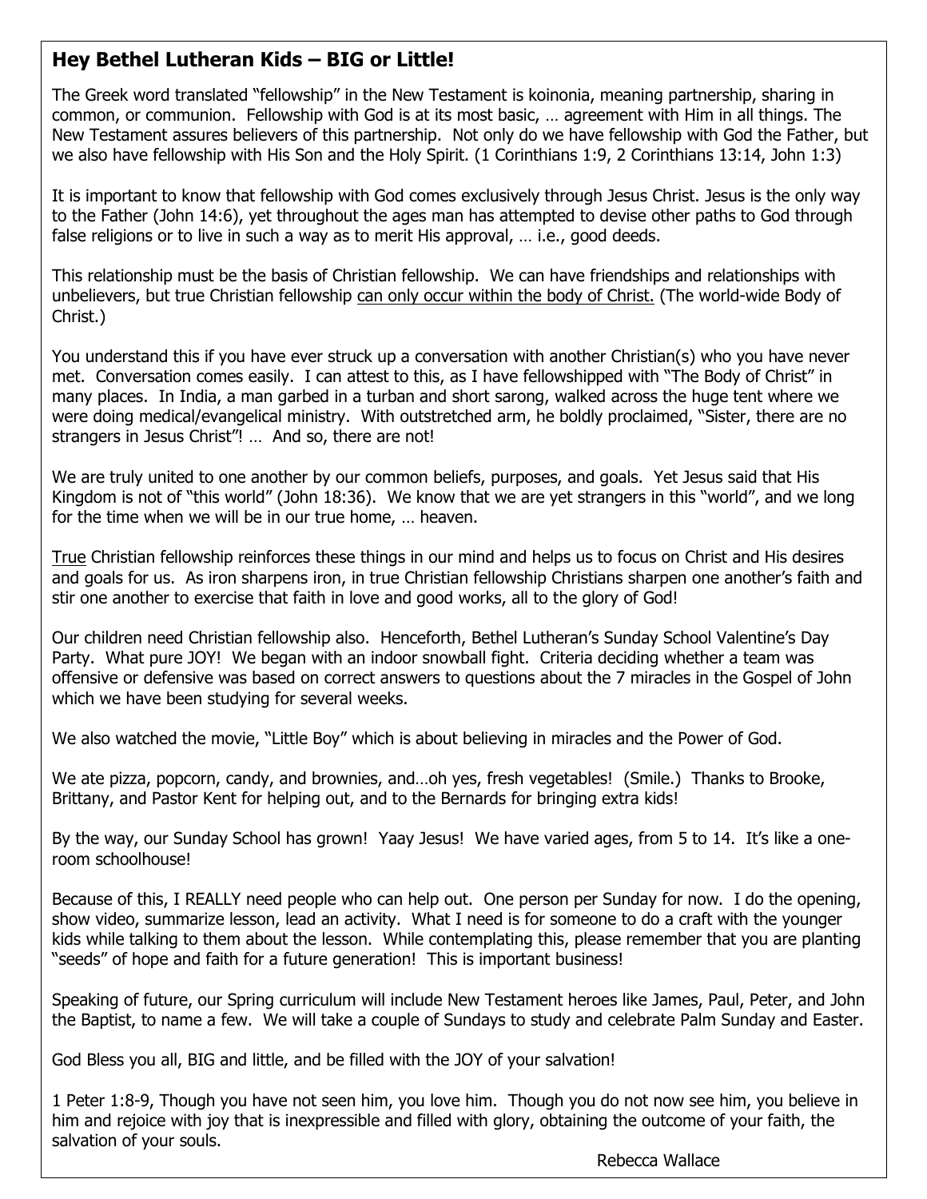## Hey Bethel Lutheran Kids – BIG or Little!

The Greek word translated "fellowship" in the New Testament is koinonia, meaning partnership, sharing in common, or communion. Fellowship with God is at its most basic, … agreement with Him in all things. The New Testament assures believers of this partnership. Not only do we have fellowship with God the Father, but we also have fellowship with His Son and the Holy Spirit. (1 Corinthians 1:9, 2 Corinthians 13:14, John 1:3)

It is important to know that fellowship with God comes exclusively through Jesus Christ. Jesus is the only way to the Father (John 14:6), yet throughout the ages man has attempted to devise other paths to God through false religions or to live in such a way as to merit His approval, … i.e., good deeds.

This relationship must be the basis of Christian fellowship. We can have friendships and relationships with unbelievers, but true Christian fellowship <u>can only occur within the body of Christ.</u> (The world-wide Body of Christ.)

You understand this if you have ever struck up a conversation with another Christian(s) who you have never met. Conversation comes easily. I can attest to this, as I have fellowshipped with "The Body of Christ" in many places. In India, a man garbed in a turban and short sarong, walked across the huge tent where we were doing medical/evangelical ministry. With outstretched arm, he boldly proclaimed, "Sister, there are no strangers in Jesus Christ"! … And so, there are not!

We are truly united to one another by our common beliefs, purposes, and goals. Yet Jesus said that His Kingdom is not of "this world" (John 18:36). We know that we are yet strangers in this "world", and we long for the time when we will be in our true home, … heaven.

<u>True</u> Christian fellowship reinforces these things in our mind and helps us to focus on Christ and His desires and goals for us. As iron sharpens iron, in true Christian fellowship Christians sharpen one another's faith and stir one another to exercise that faith in love and good works, all to the glory of God!

Our children need Christian fellowship also. Henceforth, Bethel Lutheran's Sunday School Valentine's Day Party. What pure JOY! We began with an indoor snowball fight. Criteria deciding whether a team was offensive or defensive was based on correct answers to questions about the 7 miracles in the Gospel of John which we have been studying for several weeks.

We also watched the movie, "Little Boy" which is about believing in miracles and the Power of God.

We ate pizza, popcorn, candy, and brownies, and…oh yes, fresh vegetables! (Smile.) Thanks to Brooke, Brittany, and Pastor Kent for helping out, and to the Bernards for bringing extra kids!

By the way, our Sunday School has grown! Yaay Jesus! We have varied ages, from 5 to 14. It's like a one-room schoolhouse!

Because of this, I REALLY need people who can help out. One person per Sunday for now. I do the opening, show video, summarize lesson, lead an activity. What I need is for someone to do a craft with the younger kids while talking to them about the lesson. While contemplating this, please remember that you are planting "seeds" of hope and faith for a future generation! This is important business!

Speaking of future, our Spring curriculum will include New Testament heroes like James, Paul, Peter, and John the Baptist, to name a few. We will take a couple of Sundays to study and celebrate Palm Sunday and Easter.

God Bless you all, BIG and little, and be filled with the JOY of your salvation!

1 Peter 1:8-9, Though you have not seen him, you love him. Though you do not now see him, you believe in him and rejoice with joy that is inexpressible and filled with glory, obtaining the outcome of your faith, the salvation of your souls.

Rebecca Wallace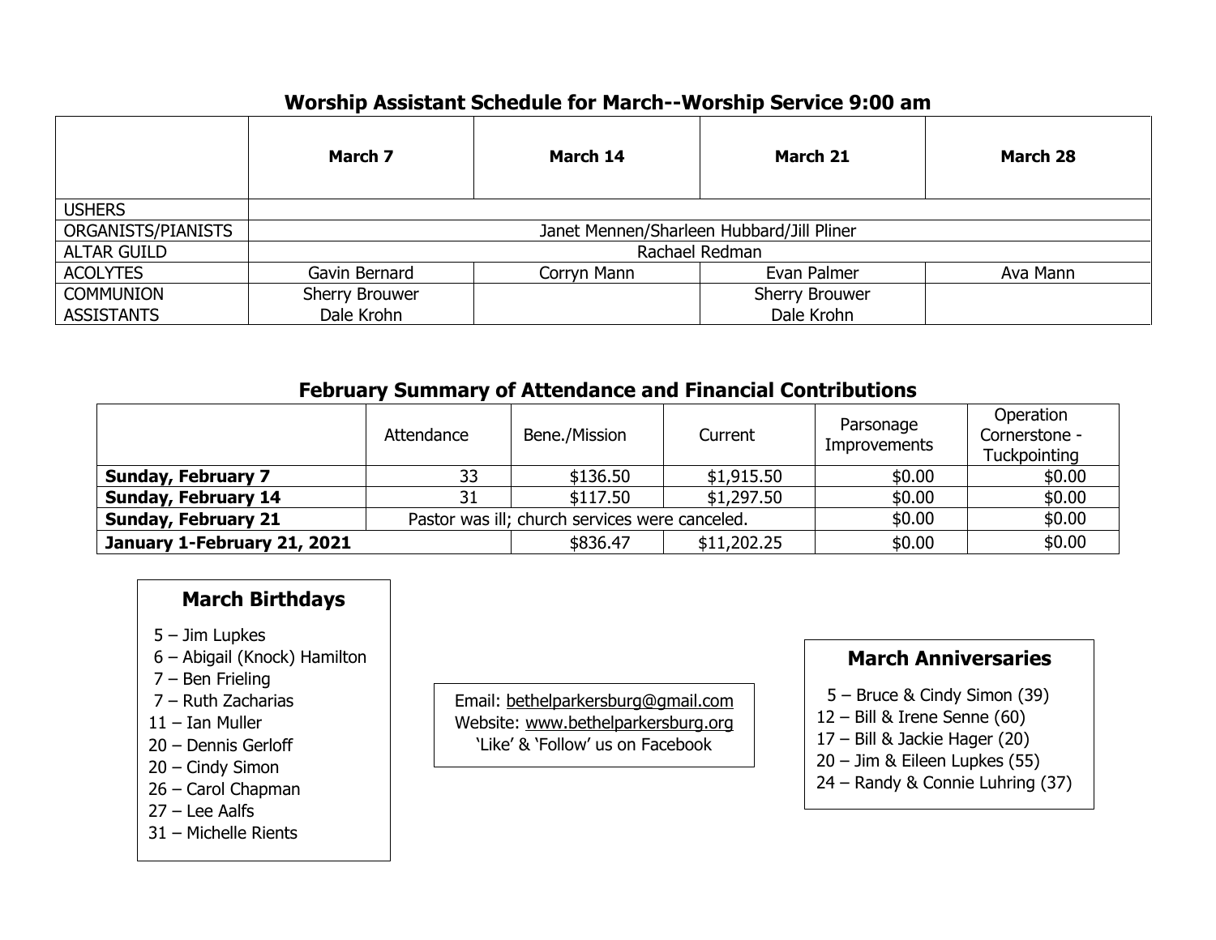## Worship Assistant Schedule for March--Worship Service 9:00 am

| | March 7 | March 14 | March 21 | March 28 |
|---|---|---|---|---|
| USHERS | | | | |
| ORGANISTS/PIANISTS | Janet Mennen/Sharleen Hubbard/Jill Pliner | | | |
| ALTAR GUILD | Rachael Redman | | | |
| ACOLYTES | Gavin Bernard | Corryn Mann | Evan Palmer | Ava Mann |
| COMMUNION ASSISTANTS | Sherry Brouwer<br>Dale Krohn | | Sherry Brouwer<br>Dale Krohn | |

## February Summary of Attendance and Financial Contributions

| | Attendance | Bene./Mission | Current | Parsonage Improvements | Operation Cornerstone - Tuckpointing |
|---|---|---|---|---|---|
| **Sunday, February 7** | 33 | $136.50 | $1,915.50 | $0.00 | $0.00 |
| **Sunday, February 14** | 31 | $117.50 | $1,297.50 | $0.00 | $0.00 |
| **Sunday, February 21** | Pastor was ill; church services were canceled. | | | $0.00 | $0.00 |
| **January 1-February 21, 2021** | | $836.47 | $11,202.25 | $0.00 | $0.00 |

### March Birthdays

5 – Jim Lupkes
6 – Abigail (Knock) Hamilton
7 – Ben Frieling
7 – Ruth Zacharias
11 – Ian Muller
20 – Dennis Gerloff
20 – Cindy Simon
26 – Carol Chapman
27 – Lee Aalfs
31 – Michelle Rients

Email: bethelparkersburg@gmail.com
Website: www.bethelparkersburg.org
'Like' & 'Follow' us on Facebook

### March Anniversaries

5 – Bruce & Cindy Simon (39)
12 – Bill & Irene Senne (60)
17 – Bill & Jackie Hager (20)
20 – Jim & Eileen Lupkes (55)
24 – Randy & Connie Luhring (37)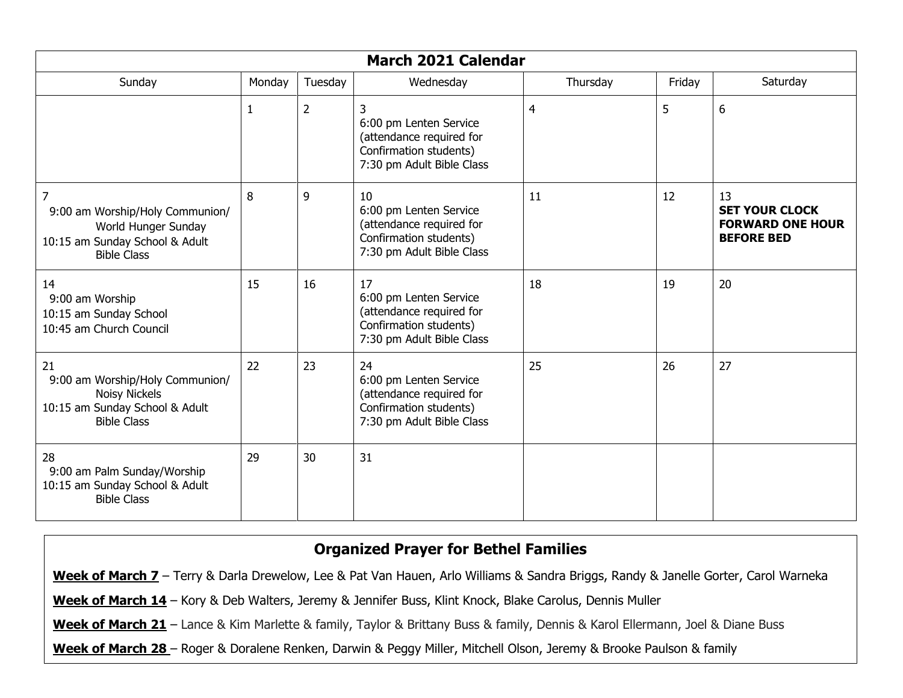| March 2021 Calendar | | | | | | |
|---|---|---|---|---|---|---|
| Sunday | Monday | Tuesday | Wednesday | Thursday | Friday | Saturday |
| | 1 | 2 | 3<br>6:00 pm Lenten Service (attendance required for Confirmation students)<br>7:30 pm Adult Bible Class | 4 | 5 | 6 |
| 7<br>9:00 am Worship/Holy Communion/ World Hunger Sunday<br>10:15 am Sunday School & Adult Bible Class | 8 | 9 | 10<br>6:00 pm Lenten Service (attendance required for Confirmation students)<br>7:30 pm Adult Bible Class | 11 | 12 | 13<br>**SET YOUR CLOCK FORWARD ONE HOUR BEFORE BED** |
| 14<br>9:00 am Worship<br>10:15 am Sunday School<br>10:45 am Church Council | 15 | 16 | 17<br>6:00 pm Lenten Service (attendance required for Confirmation students)<br>7:30 pm Adult Bible Class | 18 | 19 | 20 |
| 21<br>9:00 am Worship/Holy Communion/ Noisy Nickels<br>10:15 am Sunday School & Adult Bible Class | 22 | 23 | 24<br>6:00 pm Lenten Service (attendance required for Confirmation students)<br>7:30 pm Adult Bible Class | 25 | 26 | 27 |
| 28<br>9:00 am Palm Sunday/Worship<br>10:15 am Sunday School & Adult Bible Class | 29 | 30 | 31 | | | |

## Organized Prayer for Bethel Families

**Week of March 7** – Terry & Darla Drewelow, Lee & Pat Van Hauen, Arlo Williams & Sandra Briggs, Randy & Janelle Gorter, Carol Warneka

**Week of March 14** – Kory & Deb Walters, Jeremy & Jennifer Buss, Klint Knock, Blake Carolus, Dennis Muller

**Week of March 21** – Lance & Kim Marlette & family, Taylor & Brittany Buss & family, Dennis & Karol Ellermann, Joel & Diane Buss

**Week of March 28** – Roger & Doralene Renken, Darwin & Peggy Miller, Mitchell Olson, Jeremy & Brooke Paulson & family